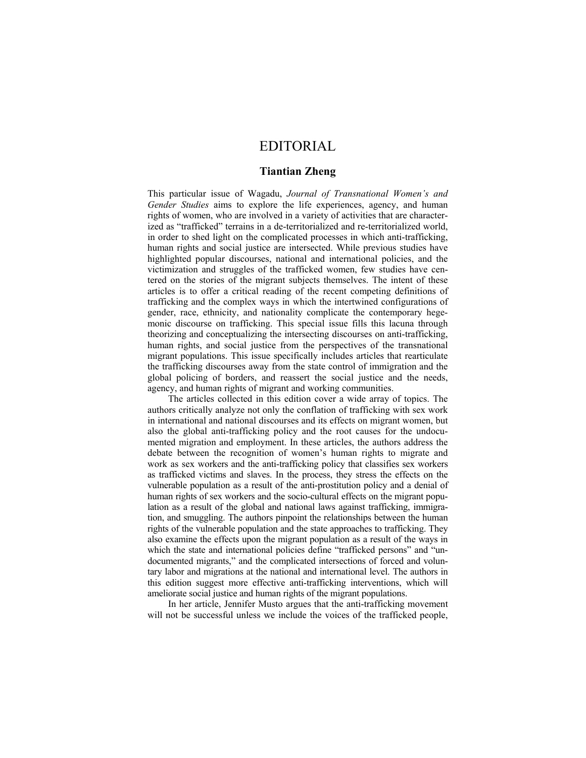# EDITORIAL

## Tiantian Zheng

This particular issue of Wagadu, *Journal of Transnational Women's and Gender Studies* aims to explore the life experiences, agency, and human rights of women, who are involved in a variety of activities that are characterized as "trafficked" terrains in a de-territorialized and re-territorialized world, in order to shed light on the complicated processes in which anti-trafficking, human rights and social justice are intersected. While previous studies have highlighted popular discourses, national and international policies, and the victimization and struggles of the trafficked women, few studies have centered on the stories of the migrant subjects themselves. The intent of these articles is to offer a critical reading of the recent competing definitions of trafficking and the complex ways in which the intertwined configurations of gender, race, ethnicity, and nationality complicate the contemporary hegemonic discourse on trafficking. This special issue fills this lacuna through theorizing and conceptualizing the intersecting discourses on anti-trafficking, human rights, and social justice from the perspectives of the transnational migrant populations. This issue specifically includes articles that rearticulate the trafficking discourses away from the state control of immigration and the global policing of borders, and reassert the social justice and the needs, agency, and human rights of migrant and working communities.

The articles collected in this edition cover a wide array of topics. The authors critically analyze not only the conflation of trafficking with sex work in international and national discourses and its effects on migrant women, but also the global anti-trafficking policy and the root causes for the undocumented migration and employment. In these articles, the authors address the debate between the recognition of women's human rights to migrate and work as sex workers and the anti-trafficking policy that classifies sex workers as trafficked victims and slaves. In the process, they stress the effects on the vulnerable population as a result of the anti-prostitution policy and a denial of human rights of sex workers and the socio-cultural effects on the migrant population as a result of the global and national laws against trafficking, immigration, and smuggling. The authors pinpoint the relationships between the human rights of the vulnerable population and the state approaches to trafficking. They also examine the effects upon the migrant population as a result of the ways in which the state and international policies define "trafficked persons" and "undocumented migrants," and the complicated intersections of forced and voluntary labor and migrations at the national and international level. The authors in this edition suggest more effective anti-trafficking interventions, which will ameliorate social justice and human rights of the migrant populations.

In her article, Jennifer Musto argues that the anti-trafficking movement will not be successful unless we include the voices of the trafficked people,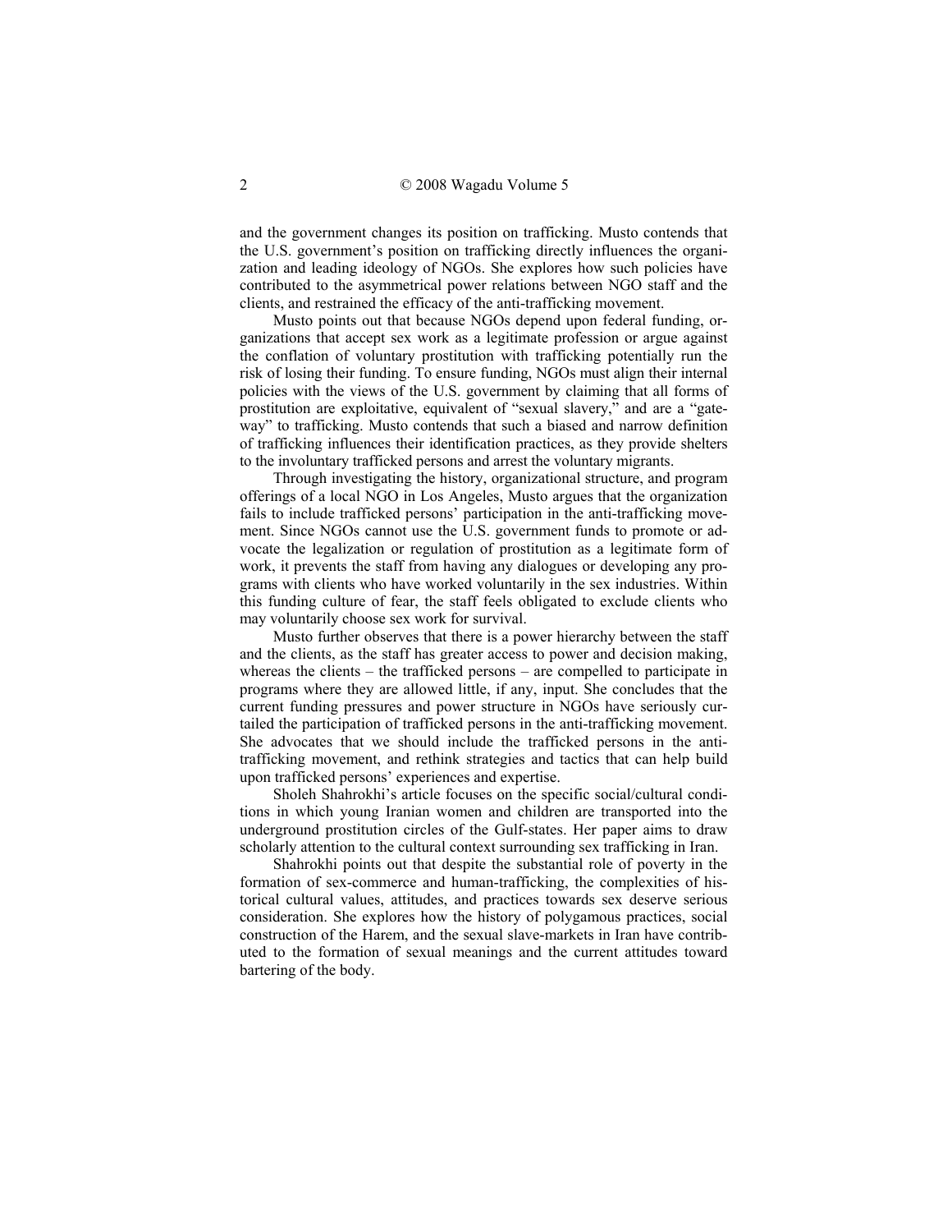and the government changes its position on trafficking. Musto contends that the U.S. government's position on trafficking directly influences the organization and leading ideology of NGOs. She explores how such policies have contributed to the asymmetrical power relations between NGO staff and the clients, and restrained the efficacy of the anti-trafficking movement.

Musto points out that because NGOs depend upon federal funding, organizations that accept sex work as a legitimate profession or argue against the conflation of voluntary prostitution with trafficking potentially run the risk of losing their funding. To ensure funding, NGOs must align their internal policies with the views of the U.S. government by claiming that all forms of prostitution are exploitative, equivalent of "sexual slavery," and are a "gateway" to trafficking. Musto contends that such a biased and narrow definition of trafficking influences their identification practices, as they provide shelters to the involuntary trafficked persons and arrest the voluntary migrants.

Through investigating the history, organizational structure, and program offerings of a local NGO in Los Angeles, Musto argues that the organization fails to include trafficked persons' participation in the anti-trafficking movement. Since NGOs cannot use the U.S. government funds to promote or advocate the legalization or regulation of prostitution as a legitimate form of work, it prevents the staff from having any dialogues or developing any programs with clients who have worked voluntarily in the sex industries. Within this funding culture of fear, the staff feels obligated to exclude clients who may voluntarily choose sex work for survival.

Musto further observes that there is a power hierarchy between the staff and the clients, as the staff has greater access to power and decision making, whereas the clients – the trafficked persons – are compelled to participate in programs where they are allowed little, if any, input. She concludes that the current funding pressures and power structure in NGOs have seriously curtailed the participation of trafficked persons in the anti-trafficking movement. She advocates that we should include the trafficked persons in the anti-trafficking movement, and rethink strategies and tactics that can help build upon trafficked persons' experiences and expertise.

Sholeh Shahrokhi's article focuses on the specific social/cultural conditions in which young Iranian women and children are transported into the underground prostitution circles of the Gulf-states. Her paper aims to draw scholarly attention to the cultural context surrounding sex trafficking in Iran.

Shahrokhi points out that despite the substantial role of poverty in the formation of sex-commerce and human-trafficking, the complexities of historical cultural values, attitudes, and practices towards sex deserve serious consideration. She explores how the history of polygamous practices, social construction of the Harem, and the sexual slave-markets in Iran have contributed to the formation of sexual meanings and the current attitudes toward bartering of the body.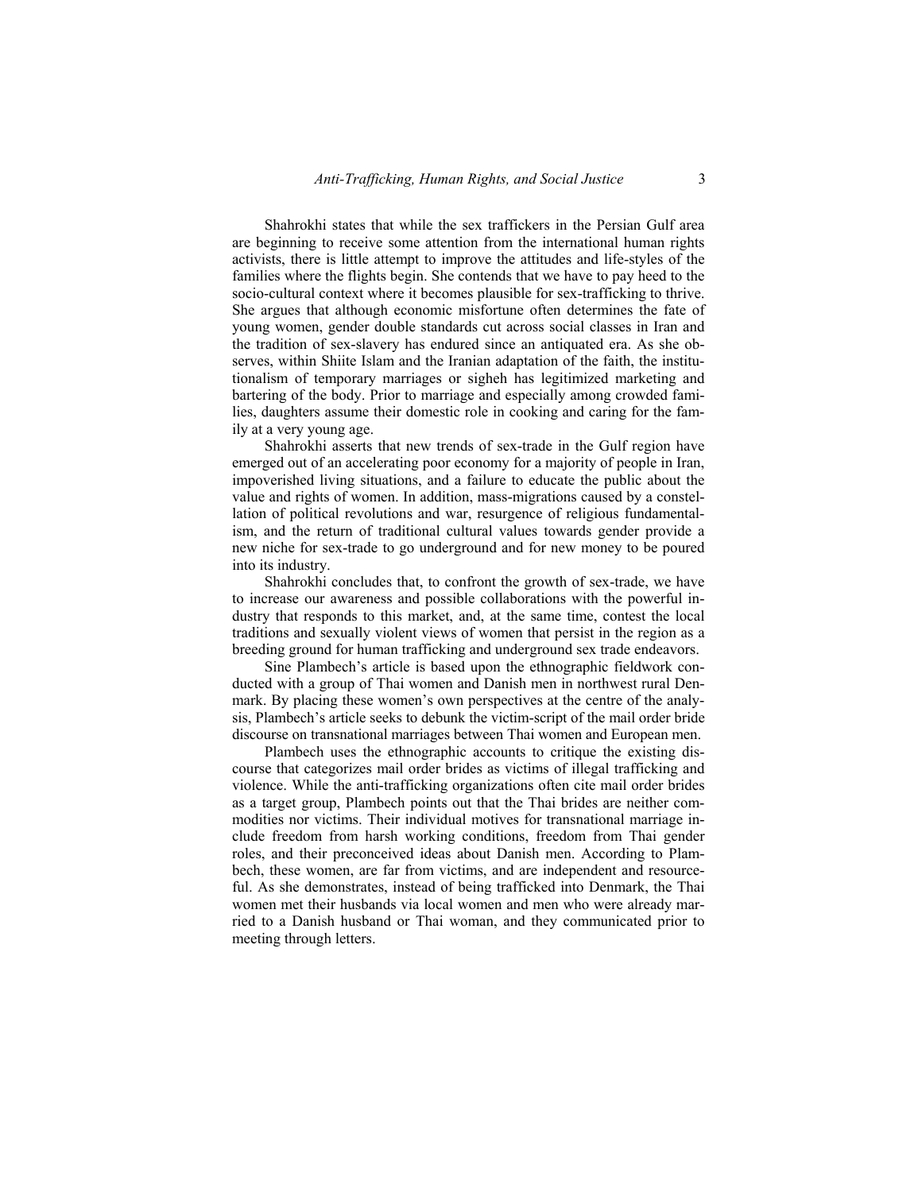Shahrokhi states that while the sex traffickers in the Persian Gulf area are beginning to receive some attention from the international human rights activists, there is little attempt to improve the attitudes and life-styles of the families where the flights begin. She contends that we have to pay heed to the socio-cultural context where it becomes plausible for sex-trafficking to thrive. She argues that although economic misfortune often determines the fate of young women, gender double standards cut across social classes in Iran and the tradition of sex-slavery has endured since an antiquated era. As she observes, within Shiite Islam and the Iranian adaptation of the faith, the institutionalism of temporary marriages or sigheh has legitimized marketing and bartering of the body. Prior to marriage and especially among crowded families, daughters assume their domestic role in cooking and caring for the family at a very young age.

Shahrokhi asserts that new trends of sex-trade in the Gulf region have emerged out of an accelerating poor economy for a majority of people in Iran, impoverished living situations, and a failure to educate the public about the value and rights of women. In addition, mass-migrations caused by a constellation of political revolutions and war, resurgence of religious fundamentalism, and the return of traditional cultural values towards gender provide a new niche for sex-trade to go underground and for new money to be poured into its industry.

Shahrokhi concludes that, to confront the growth of sex-trade, we have to increase our awareness and possible collaborations with the powerful industry that responds to this market, and, at the same time, contest the local traditions and sexually violent views of women that persist in the region as a breeding ground for human trafficking and underground sex trade endeavors.

Sine Plambech's article is based upon the ethnographic fieldwork conducted with a group of Thai women and Danish men in northwest rural Denmark. By placing these women's own perspectives at the centre of the analysis, Plambech's article seeks to debunk the victim-script of the mail order bride discourse on transnational marriages between Thai women and European men.

Plambech uses the ethnographic accounts to critique the existing discourse that categorizes mail order brides as victims of illegal trafficking and violence. While the anti-trafficking organizations often cite mail order brides as a target group, Plambech points out that the Thai brides are neither commodities nor victims. Their individual motives for transnational marriage include freedom from harsh working conditions, freedom from Thai gender roles, and their preconceived ideas about Danish men. According to Plambech, these women, are far from victims, and are independent and resourceful. As she demonstrates, instead of being trafficked into Denmark, the Thai women met their husbands via local women and men who were already married to a Danish husband or Thai woman, and they communicated prior to meeting through letters.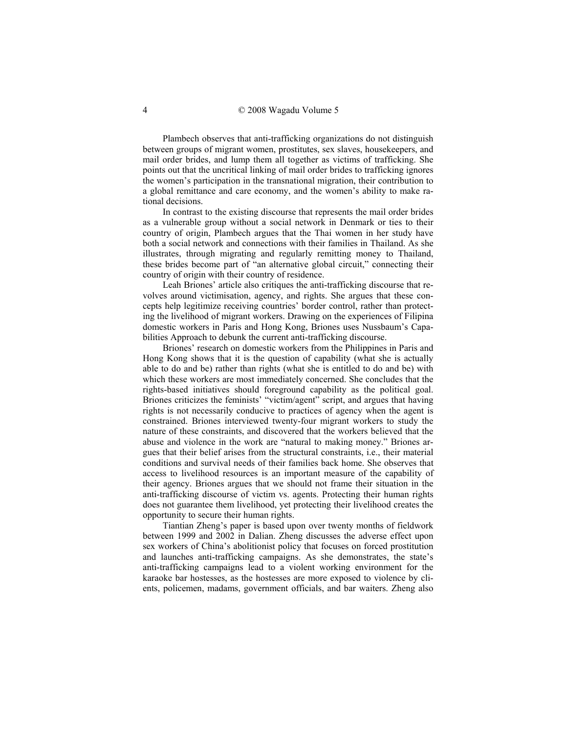Plambech observes that anti-trafficking organizations do not distinguish between groups of migrant women, prostitutes, sex slaves, housekeepers, and mail order brides, and lump them all together as victims of trafficking. She points out that the uncritical linking of mail order brides to trafficking ignores the women's participation in the transnational migration, their contribution to a global remittance and care economy, and the women's ability to make rational decisions.

In contrast to the existing discourse that represents the mail order brides as a vulnerable group without a social network in Denmark or ties to their country of origin, Plambech argues that the Thai women in her study have both a social network and connections with their families in Thailand. As she illustrates, through migrating and regularly remitting money to Thailand, these brides become part of "an alternative global circuit," connecting their country of origin with their country of residence.

Leah Briones' article also critiques the anti-trafficking discourse that revolves around victimisation, agency, and rights. She argues that these concepts help legitimize receiving countries' border control, rather than protecting the livelihood of migrant workers. Drawing on the experiences of Filipina domestic workers in Paris and Hong Kong, Briones uses Nussbaum's Capabilities Approach to debunk the current anti-trafficking discourse.

Briones' research on domestic workers from the Philippines in Paris and Hong Kong shows that it is the question of capability (what she is actually able to do and be) rather than rights (what she is entitled to do and be) with which these workers are most immediately concerned. She concludes that the rights-based initiatives should foreground capability as the political goal. Briones criticizes the feminists' "victim/agent" script, and argues that having rights is not necessarily conducive to practices of agency when the agent is constrained. Briones interviewed twenty-four migrant workers to study the nature of these constraints, and discovered that the workers believed that the abuse and violence in the work are "natural to making money." Briones argues that their belief arises from the structural constraints, i.e., their material conditions and survival needs of their families back home. She observes that access to livelihood resources is an important measure of the capability of their agency. Briones argues that we should not frame their situation in the anti-trafficking discourse of victim vs. agents. Protecting their human rights does not guarantee them livelihood, yet protecting their livelihood creates the opportunity to secure their human rights.

Tiantian Zheng's paper is based upon over twenty months of fieldwork between 1999 and 2002 in Dalian. Zheng discusses the adverse effect upon sex workers of China's abolitionist policy that focuses on forced prostitution and launches anti-trafficking campaigns. As she demonstrates, the state's anti-trafficking campaigns lead to a violent working environment for the karaoke bar hostesses, as the hostesses are more exposed to violence by clients, policemen, madams, government officials, and bar waiters. Zheng also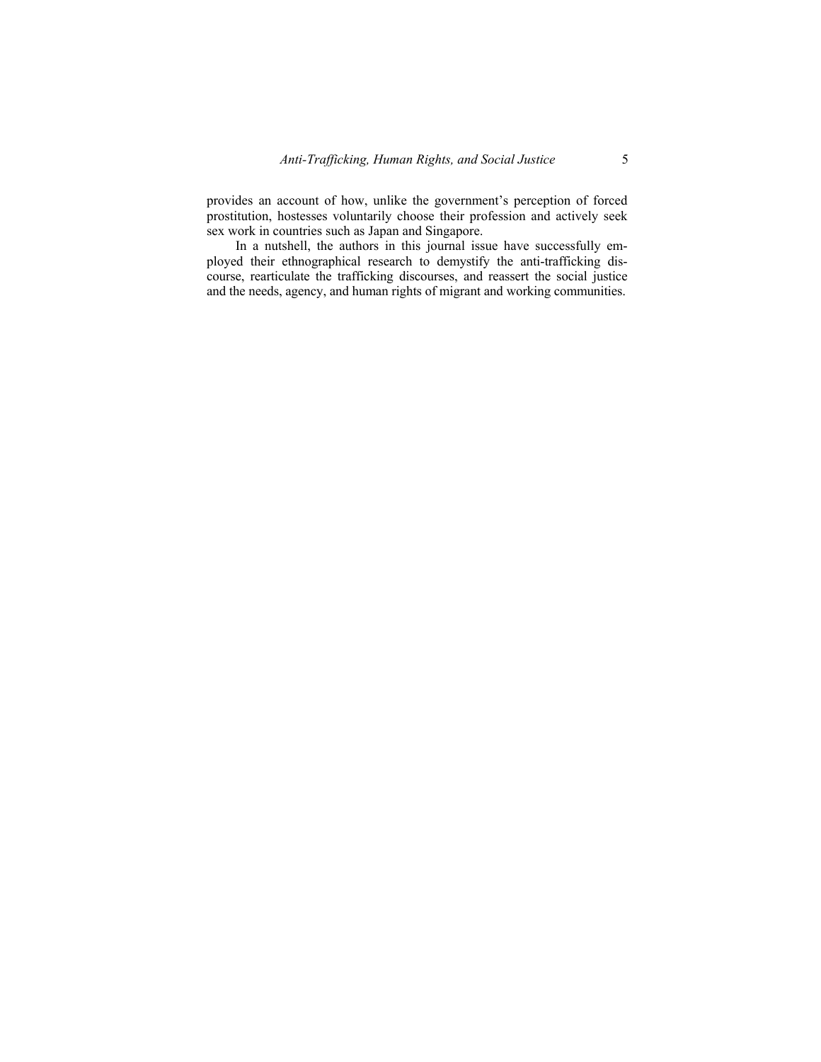provides an account of how, unlike the government's perception of forced prostitution, hostesses voluntarily choose their profession and actively seek sex work in countries such as Japan and Singapore.

In a nutshell, the authors in this journal issue have successfully employed their ethnographical research to demystify the anti-trafficking discourse, rearticulate the trafficking discourses, and reassert the social justice and the needs, agency, and human rights of migrant and working communities.